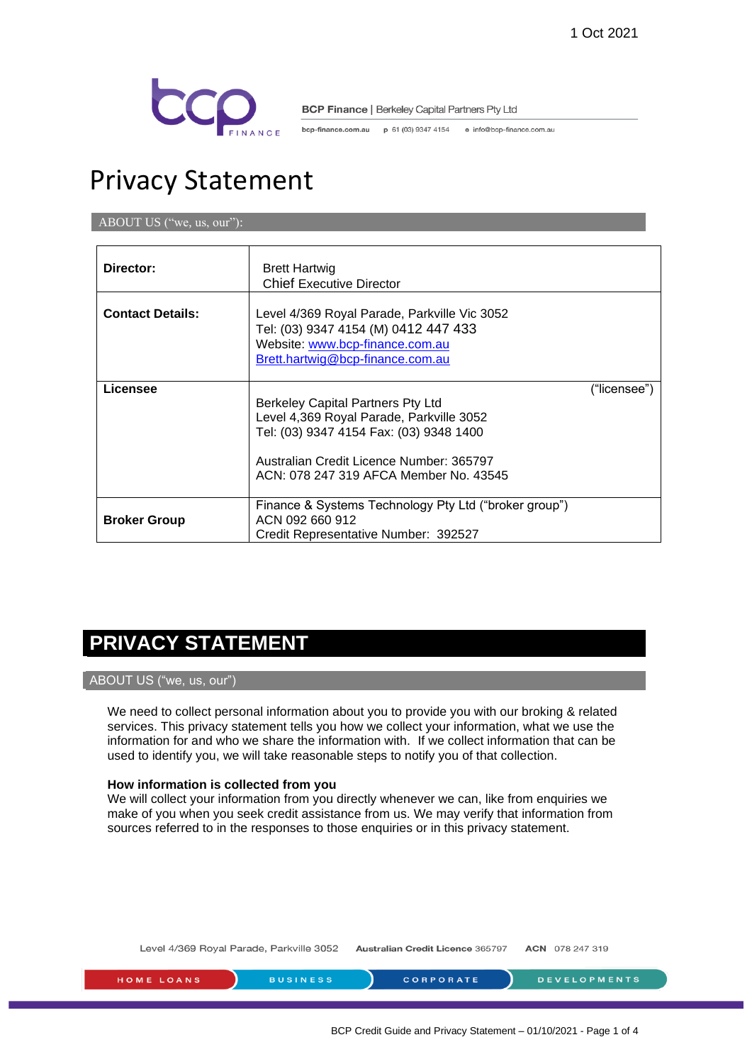1 Oct 2021

**BCP Finance** | Berkeley Capital Partners Pty Ltd

bcp-finance.com.au p 61 (03) 9347 4154 e info@bcp-finance.com.au

# Privacy Statement

ABOUT US ("we, us, our"):

| | |
|---|---|
| **Director:** | Brett Hartwig<br>Chief Executive Director |
| **Contact Details:** | Level 4/369 Royal Parade, Parkville Vic 3052<br>Tel: (03) 9347 4154 (M) 0412 447 433<br>Website: www.bcp-finance.com.au<br>Brett.hartwig@bcp-finance.com.au |
| **Licensee** | ("licensee")<br>Berkeley Capital Partners Pty Ltd<br>Level 4,369 Royal Parade, Parkville 3052<br>Tel: (03) 9347 4154 Fax: (03) 9348 1400<br><br>Australian Credit Licence Number: 365797<br>ACN: 078 247 319 AFCA Member No. 43545 |
| **Broker Group** | Finance & Systems Technology Pty Ltd ("broker group")<br>ACN 092 660 912<br>Credit Representative Number: 392527 |

## PRIVACY STATEMENT

### ABOUT US ("we, us, our")

We need to collect personal information about you to provide you with our broking & related services. This privacy statement tells you how we collect your information, what we use the information for and who we share the information with. If we collect information that can be used to identify you, we will take reasonable steps to notify you of that collection.

**How information is collected from you**

We will collect your information from you directly whenever we can, like from enquiries we make of you when you seek credit assistance from us. We may verify that information from sources referred to in the responses to those enquiries or in this privacy statement.

Level 4/369 Royal Parade, Parkville 3052 **Australian Credit Licence** 365797 **ACN** 078 247 319

HOME LOANS | BUSINESS | CORPORATE | DEVELOPMENTS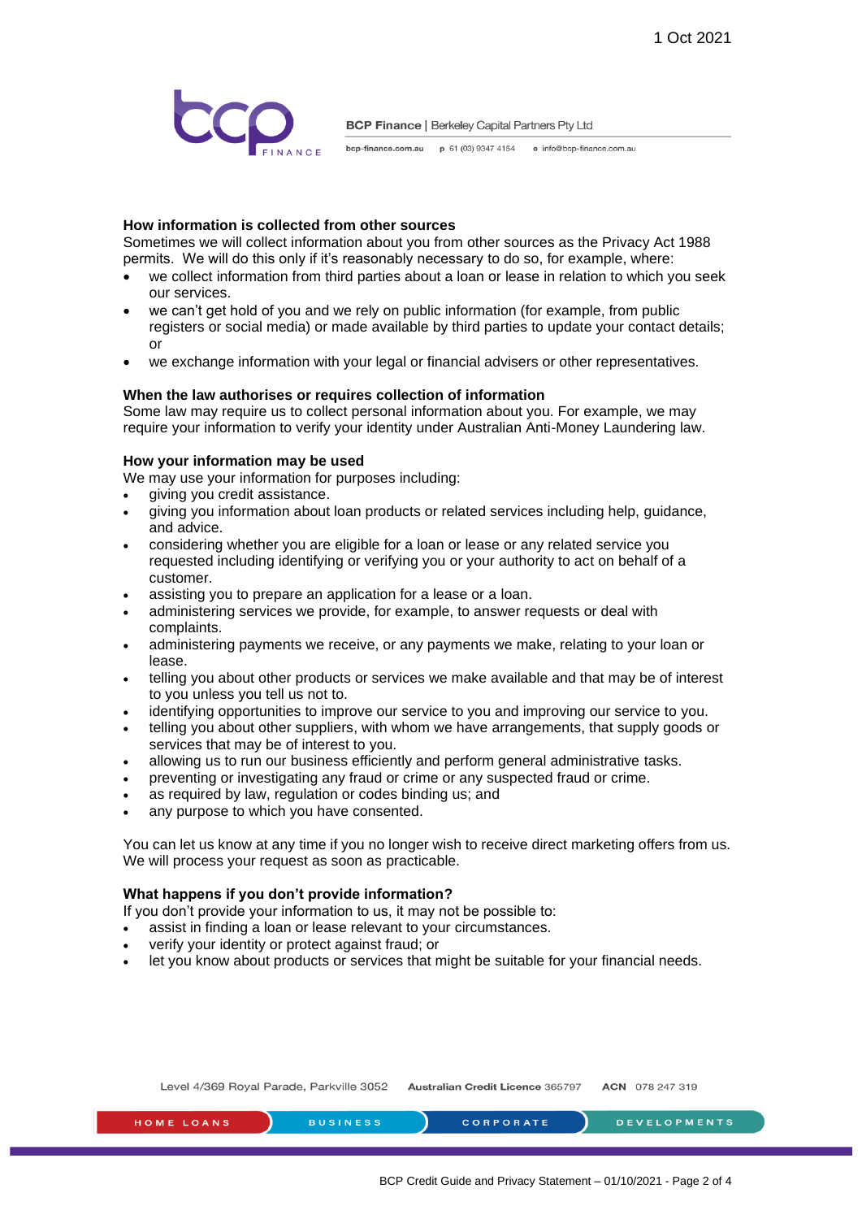#### How information is collected from other sources

Sometimes we will collect information about you from other sources as the Privacy Act 1988 permits. We will do this only if it's reasonably necessary to do so, for example, where:

- we collect information from third parties about a loan or lease in relation to which you seek our services.
- we can't get hold of you and we rely on public information (for example, from public registers or social media) or made available by third parties to update your contact details; or
- we exchange information with your legal or financial advisers or other representatives.

#### When the law authorises or requires collection of information

Some law may require us to collect personal information about you. For example, we may require your information to verify your identity under Australian Anti-Money Laundering law.

#### How your information may be used

We may use your information for purposes including:

- giving you credit assistance.
- giving you information about loan products or related services including help, guidance, and advice.
- considering whether you are eligible for a loan or lease or any related service you requested including identifying or verifying you or your authority to act on behalf of a customer.
- assisting you to prepare an application for a lease or a loan.
- administering services we provide, for example, to answer requests or deal with complaints.
- administering payments we receive, or any payments we make, relating to your loan or lease.
- telling you about other products or services we make available and that may be of interest to you unless you tell us not to.
- identifying opportunities to improve our service to you and improving our service to you.
- telling you about other suppliers, with whom we have arrangements, that supply goods or services that may be of interest to you.
- allowing us to run our business efficiently and perform general administrative tasks.
- preventing or investigating any fraud or crime or any suspected fraud or crime.
- as required by law, regulation or codes binding us; and
- any purpose to which you have consented.

You can let us know at any time if you no longer wish to receive direct marketing offers from us. We will process your request as soon as practicable.

#### What happens if you don't provide information?

If you don't provide your information to us, it may not be possible to:

- assist in finding a loan or lease relevant to your circumstances.
- verify your identity or protect against fraud; or
- let you know about products or services that might be suitable for your financial needs.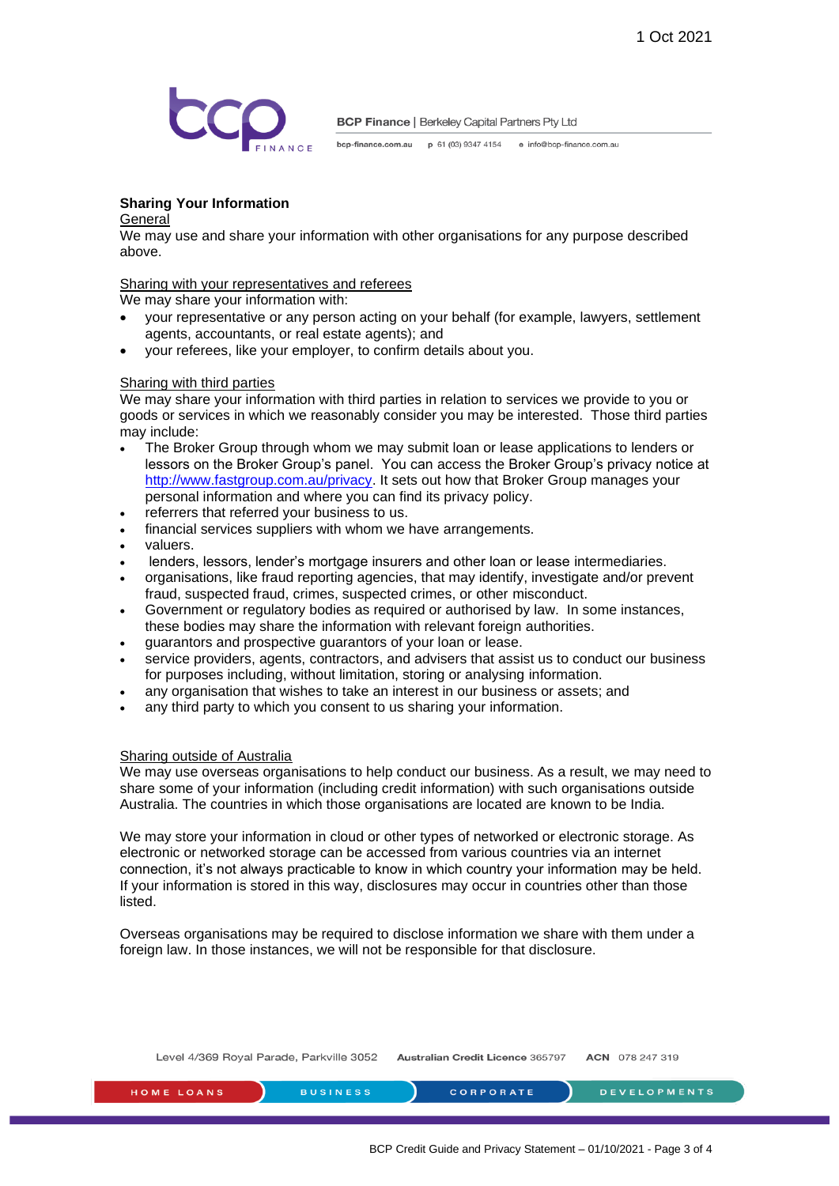**Sharing Your Information**

General

We may use and share your information with other organisations for any purpose described above.

Sharing with your representatives and referees

We may share your information with:

- your representative or any person acting on your behalf (for example, lawyers, settlement agents, accountants, or real estate agents); and
- your referees, like your employer, to confirm details about you.

Sharing with third parties

We may share your information with third parties in relation to services we provide to you or goods or services in which we reasonably consider you may be interested. Those third parties may include:

- The Broker Group through whom we may submit loan or lease applications to lenders or lessors on the Broker Group's panel. You can access the Broker Group's privacy notice at http://www.fastgroup.com.au/privacy. It sets out how that Broker Group manages your personal information and where you can find its privacy policy.
- referrers that referred your business to us.
- financial services suppliers with whom we have arrangements.
- valuers.
- lenders, lessors, lender's mortgage insurers and other loan or lease intermediaries.
- organisations, like fraud reporting agencies, that may identify, investigate and/or prevent fraud, suspected fraud, crimes, suspected crimes, or other misconduct.
- Government or regulatory bodies as required or authorised by law. In some instances, these bodies may share the information with relevant foreign authorities.
- guarantors and prospective guarantors of your loan or lease.
- service providers, agents, contractors, and advisers that assist us to conduct our business for purposes including, without limitation, storing or analysing information.
- any organisation that wishes to take an interest in our business or assets; and
- any third party to which you consent to us sharing your information.

Sharing outside of Australia

We may use overseas organisations to help conduct our business. As a result, we may need to share some of your information (including credit information) with such organisations outside Australia. The countries in which those organisations are located are known to be India.

We may store your information in cloud or other types of networked or electronic storage. As electronic or networked storage can be accessed from various countries via an internet connection, it's not always practicable to know in which country your information may be held. If your information is stored in this way, disclosures may occur in countries other than those listed.

Overseas organisations may be required to disclose information we share with them under a foreign law. In those instances, we will not be responsible for that disclosure.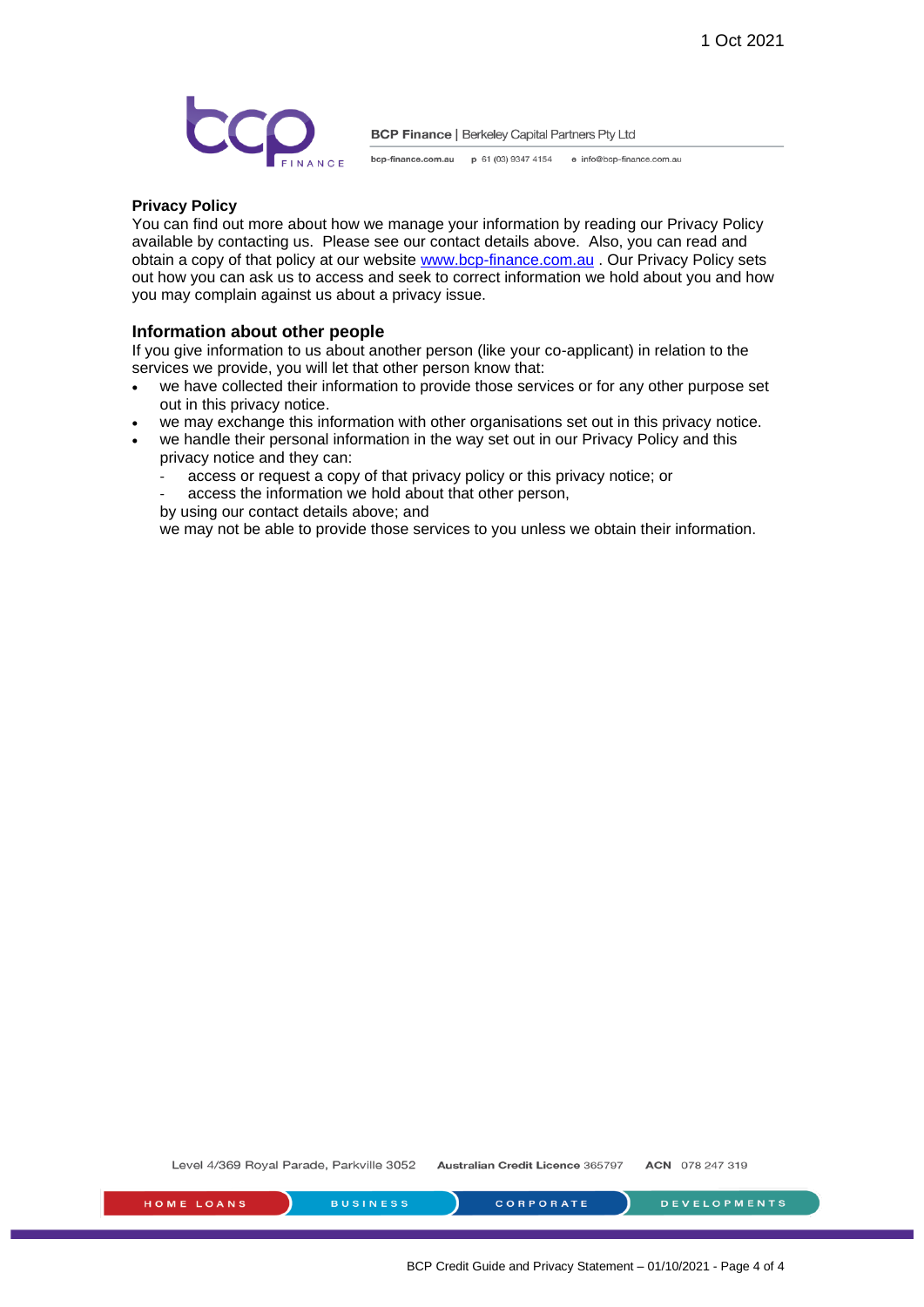**Privacy Policy**

You can find out more about how we manage your information by reading our Privacy Policy available by contacting us. Please see our contact details above. Also, you can read and obtain a copy of that policy at our website www.bcp-finance.com.au . Our Privacy Policy sets out how you can ask us to access and seek to correct information we hold about you and how you may complain against us about a privacy issue.

## Information about other people

If you give information to us about another person (like your co-applicant) in relation to the services we provide, you will let that other person know that:

- we have collected their information to provide those services or for any other purpose set out in this privacy notice.
- we may exchange this information with other organisations set out in this privacy notice.
- we handle their personal information in the way set out in our Privacy Policy and this privacy notice and they can:
  - access or request a copy of that privacy policy or this privacy notice; or
  - access the information we hold about that other person,

  by using our contact details above; and

  we may not be able to provide those services to you unless we obtain their information.